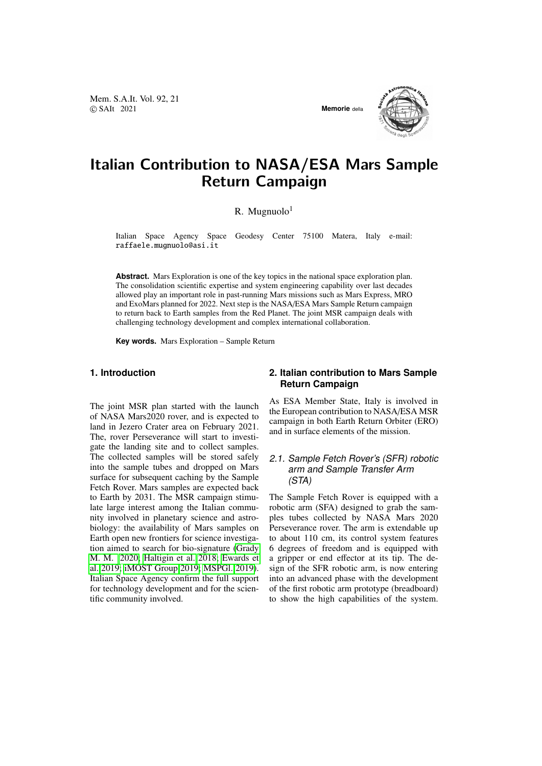# Italian Contribution to NASA/ESA Mars Sample Return Campaign

R. Mugnuolo[1]

Italian Space Agency Space Geodesy Center 75100 Matera, Italy e-mail: raffaele.mugnuolo@asi.it

**Abstract.** Mars Exploration is one of the key topics in the national space exploration plan. The consolidation scientific expertise and system engineering capability over last decades allowed play an important role in past-running Mars missions such as Mars Express, MRO and ExoMars planned for 2022. Next step is the NASA/ESA Mars Sample Return campaign to return back to Earth samples from the Red Planet. The joint MSR campaign deals with challenging technology development and complex international collaboration.

**Key words.** Mars Exploration – Sample Return

## 1. Introduction

The joint MSR plan started with the launch of NASA Mars2020 rover, and is expected to land in Jezero Crater area on February 2021. The, rover Perseverance will start to investigate the landing site and to collect samples. The collected samples will be stored safely into the sample tubes and dropped on Mars surface for subsequent caching by the Sample Fetch Rover. Mars samples are expected back to Earth by 2031. The MSR campaign stimulate large interest among the Italian community involved in planetary science and astrobiology: the availability of Mars samples on Earth open new frontiers for science investigation aimed to search for bio-signature (Grady M. M. 2020; Haltigin et al. 2018; Ewards et al. 2019; iMOST Group 2019; MSPGl. 2019). Italian Space Agency confirm the full support for technology development and for the scientific community involved.

## 2. Italian contribution to Mars Sample Return Campaign

As ESA Member State, Italy is involved in the European contribution to NASA/ESA MSR campaign in both Earth Return Orbiter (ERO) and in surface elements of the mission.

### *2.1. Sample Fetch Rover's (SFR) robotic arm and Sample Transfer Arm (STA)*

The Sample Fetch Rover is equipped with a robotic arm (SFA) designed to grab the samples tubes collected by NASA Mars 2020 Perseverance rover. The arm is extendable up to about 110 cm, its control system features 6 degrees of freedom and is equipped with a gripper or end effector at its tip. The design of the SFR robotic arm, is now entering into an advanced phase with the development of the first robotic arm prototype (breadboard) to show the high capabilities of the system.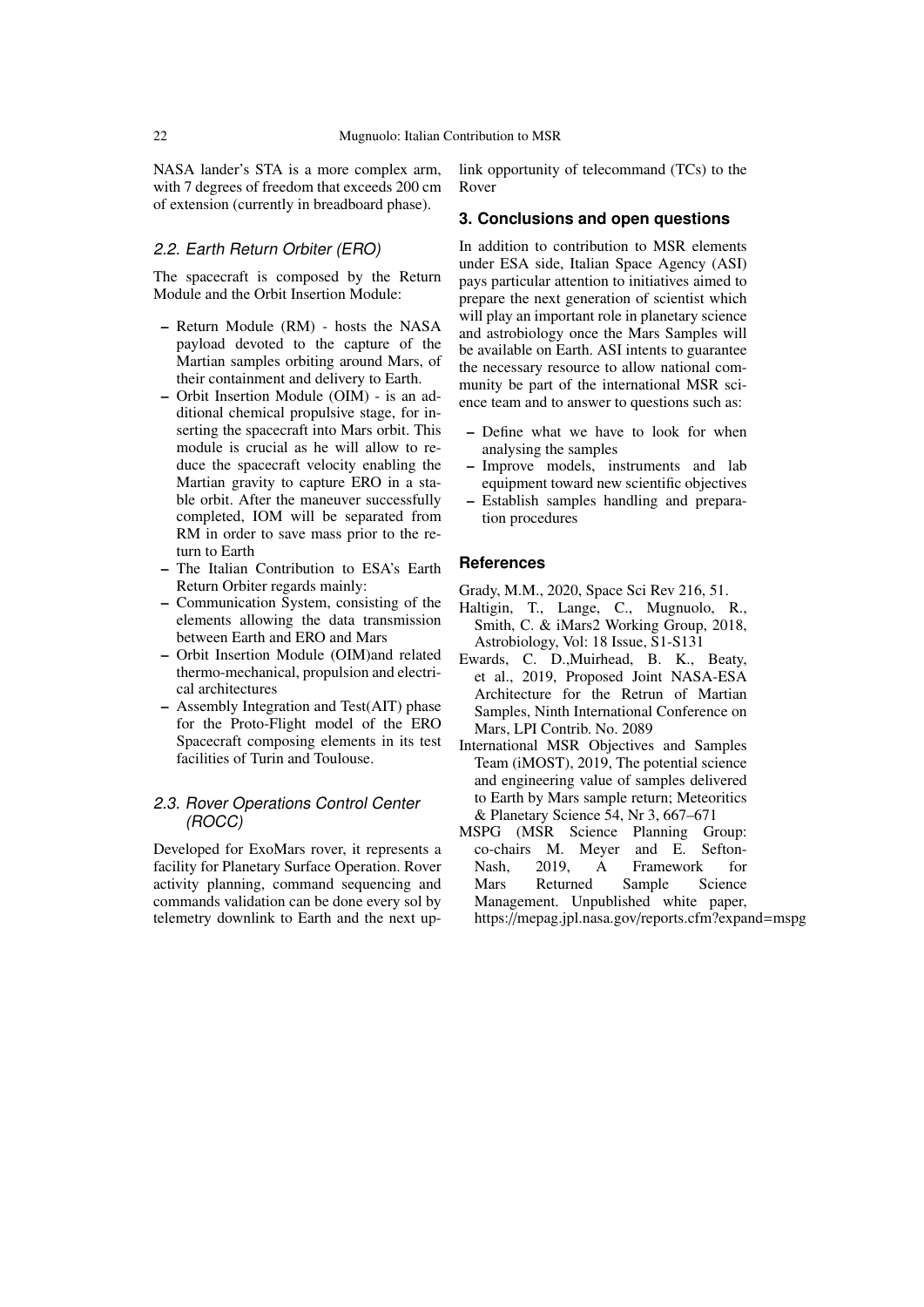NASA lander's STA is a more complex arm, with 7 degrees of freedom that exceeds 200 cm of extension (currently in breadboard phase).

### *2.2. Earth Return Orbiter (ERO)*

The spacecraft is composed by the Return Module and the Orbit Insertion Module:

- Return Module (RM) - hosts the NASA payload devoted to the capture of the Martian samples orbiting around Mars, of their containment and delivery to Earth.
- Orbit Insertion Module (OIM) - is an additional chemical propulsive stage, for inserting the spacecraft into Mars orbit. This module is crucial as he will allow to reduce the spacecraft velocity enabling the Martian gravity to capture ERO in a stable orbit. After the maneuver successfully completed, IOM will be separated from RM in order to save mass prior to the return to Earth
- The Italian Contribution to ESA's Earth Return Orbiter regards mainly:
- Communication System, consisting of the elements allowing the data transmission between Earth and ERO and Mars
- Orbit Insertion Module (OIM)and related thermo-mechanical, propulsion and electrical architectures
- Assembly Integration and Test(AIT) phase for the Proto-Flight model of the ERO Spacecraft composing elements in its test facilities of Turin and Toulouse.

### *2.3. Rover Operations Control Center (ROCC)*

Developed for ExoMars rover, it represents a facility for Planetary Surface Operation. Rover activity planning, command sequencing and commands validation can be done every sol by telemetry downlink to Earth and the next uplink opportunity of telecommand (TCs) to the Rover

## 3. Conclusions and open questions

In addition to contribution to MSR elements under ESA side, Italian Space Agency (ASI) pays particular attention to initiatives aimed to prepare the next generation of scientist which will play an important role in planetary science and astrobiology once the Mars Samples will be available on Earth. ASI intents to guarantee the necessary resource to allow national community be part of the international MSR science team and to answer to questions such as:

- Define what we have to look for when analysing the samples
- Improve models, instruments and lab equipment toward new scientific objectives
- Establish samples handling and preparation procedures

## References

Grady, M.M., 2020, Space Sci Rev 216, 51.

Haltigin, T., Lange, C., Mugnuolo, R., Smith, C. & iMars2 Working Group, 2018, Astrobiology, Vol: 18 Issue, S1-S131

Ewards, C. D.,Muirhead, B. K., Beaty, et al., 2019, Proposed Joint NASA-ESA Architecture for the Retrun of Martian Samples, Ninth International Conference on Mars, LPI Contrib. No. 2089

International MSR Objectives and Samples Team (iMOST), 2019, The potential science and engineering value of samples delivered to Earth by Mars sample return; Meteoritics & Planetary Science 54, Nr 3, 667–671

MSPG (MSR Science Planning Group: co-chairs M. Meyer and E. Sefton-Nash, 2019, A Framework for Mars Returned Sample Science Management. Unpublished white paper, https://mepag.jpl.nasa.gov/reports.cfm?expand=mspg